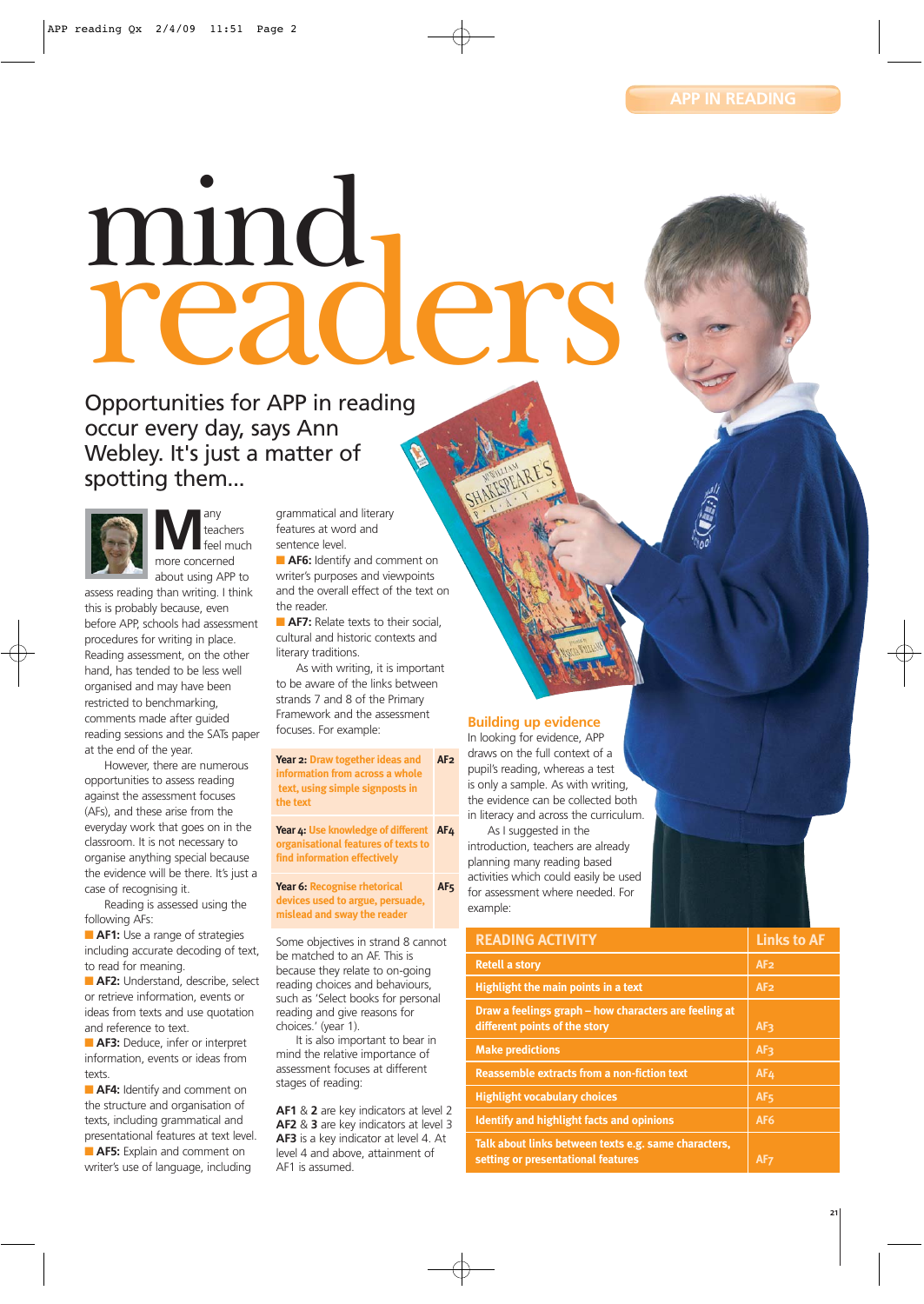# mind readers

## Opportunities for APP in reading occur every day, says Ann Webley. It's just a matter of spotting them...

Many teachers feel much more concerned about using APP to assess reading than writing. I think this is probably because, even before APP, schools had assessment procedures for writing in place. Reading assessment, on the other hand, has tended to be less well organised and may have been restricted to benchmarking, comments made after guided reading sessions and the SATs paper at the end of the year.

However, there are numerous opportunities to assess reading against the assessment focuses (AFs), and these arise from the everyday work that goes on in the classroom. It is not necessary to organise anything special because the evidence will be there. It's just a case of recognising it.

Reading is assessed using the following AFs:

- **AF1:** Use a range of strategies including accurate decoding of text, to read for meaning.
- **AF2:** Understand, describe, select or retrieve information, events or ideas from texts and use quotation and reference to text.
- **AF3:** Deduce, infer or interpret information, events or ideas from texts.
- **AF4:** Identify and comment on the structure and organisation of texts, including grammatical and presentational features at text level.
- **AF5:** Explain and comment on writer's use of language, including grammatical and literary features at word and sentence level.
- **AF6:** Identify and comment on writer's purposes and viewpoints and the overall effect of the text on the reader.
- **AF7:** Relate texts to their social, cultural and historic contexts and literary traditions.

As with writing, it is important to be aware of the links between strands 7 and 8 of the Primary Framework and the assessment focuses. For example:

| | |
|---|---|
| **Year 2:** Draw together ideas and information from across a whole text, using simple signposts in the text | AF2 |
| **Year 4:** Use knowledge of different organisational features of texts to find information effectively | AF4 |
| **Year 6:** Recognise rhetorical devices used to argue, persuade, mislead and sway the reader | AF5 |

Some objectives in strand 8 cannot be matched to an AF. This is because they relate to on-going reading choices and behaviours, such as 'Select books for personal reading and give reasons for choices.' (year 1).

It is also important to bear in mind the relative importance of assessment focuses at different stages of reading:

**AF1** & **2** are key indicators at level 2
**AF2** & **3** are key indicators at level 3
**AF3** is a key indicator at level 4. At level 4 and above, attainment of AF1 is assumed.

### Building up evidence

In looking for evidence, APP draws on the full context of a pupil's reading, whereas a test is only a sample. As with writing, the evidence can be collected both in literacy and across the curriculum.

As I suggested in the introduction, teachers are already planning many reading based activities which could easily be used for assessment where needed. For example:

| READING ACTIVITY | Links to AF |
|---|---|
| Retell a story | AF2 |
| Highlight the main points in a text | AF2 |
| Draw a feelings graph – how characters are feeling at different points of the story | AF3 |
| Make predictions | AF3 |
| Reassemble extracts from a non-fiction text | AF4 |
| Highlight vocabulary choices | AF5 |
| Identify and highlight facts and opinions | AF6 |
| Talk about links between texts e.g. same characters, setting or presentational features | AF7 |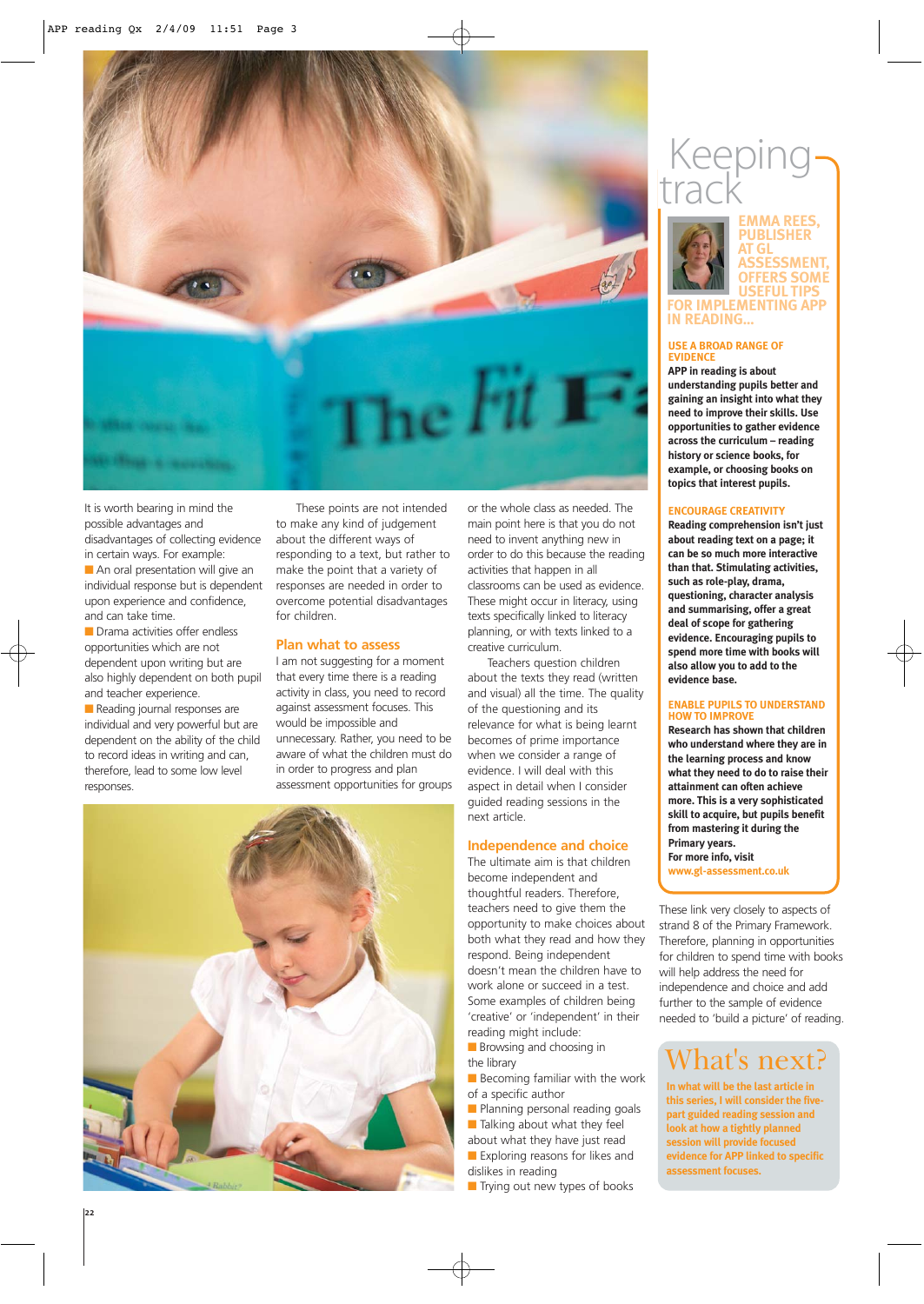It is worth bearing in mind the possible advantages and disadvantages of collecting evidence in certain ways. For example:

- An oral presentation will give an individual response but is dependent upon experience and confidence, and can take time.
- Drama activities offer endless opportunities which are not dependent upon writing but are also highly dependent on both pupil and teacher experience.
- Reading journal responses are individual and very powerful but are dependent on the ability of the child to record ideas in writing and can, therefore, lead to some low level responses.

These points are not intended to make any kind of judgement about the different ways of responding to a text, but rather to make the point that a variety of responses are needed in order to overcome potential disadvantages for children.

## Plan what to assess

I am not suggesting for a moment that every time there is a reading activity in class, you need to record against assessment focuses. This would be impossible and unnecessary. Rather, you need to be aware of what the children must do in order to progress and plan assessment opportunities for groups or the whole class as needed. The main point here is that you do not need to invent anything new in order to do this because the reading activities that happen in all classrooms can be used as evidence. These might occur in literacy, using texts specifically linked to literacy planning, or with texts linked to a creative curriculum.

Teachers question children about the texts they read (written and visual) all the time. The quality of the questioning and its relevance for what is being learnt becomes of prime importance when we consider a range of evidence. I will deal with this aspect in detail when I consider guided reading sessions in the next article.

## Independence and choice

The ultimate aim is that children become independent and thoughtful readers. Therefore, teachers need to give them the opportunity to make choices about both what they read and how they respond. Being independent doesn't mean the children have to work alone or succeed in a test. Some examples of children being 'creative' or 'independent' in their reading might include:

- Browsing and choosing in the library
- Becoming familiar with the work of a specific author
- Planning personal reading goals
- Talking about what they feel about what they have just read
- Exploring reasons for likes and dislikes in reading
- Trying out new types of books

# Keeping track

**EMMA REES, PUBLISHER AT GL ASSESSMENT, OFFERS SOME USEFUL TIPS FOR IMPLEMENTING APP IN READING...**

### USE A BROAD RANGE OF EVIDENCE

**APP in reading is about understanding pupils better and gaining an insight into what they need to improve their skills. Use opportunities to gather evidence across the curriculum – reading history or science books, for example, or choosing books on topics that interest pupils.**

### ENCOURAGE CREATIVITY

**Reading comprehension isn't just about reading text on a page; it can be so much more interactive than that. Stimulating activities, such as role-play, drama, questioning, character analysis and summarising, offer a great deal of scope for gathering evidence. Encouraging pupils to spend more time with books will also allow you to add to the evidence base.**

### ENABLE PUPILS TO UNDERSTAND HOW TO IMPROVE

**Research has shown that children who understand where they are in the learning process and know what they need to do to raise their attainment can often achieve more. This is a very sophisticated skill to acquire, but pupils benefit from mastering it during the Primary years.**

**For more info, visit www.gl-assessment.co.uk**

These link very closely to aspects of strand 8 of the Primary Framework. Therefore, planning in opportunities for children to spend time with books will help address the need for independence and choice and add further to the sample of evidence needed to 'build a picture' of reading.

## What's next?

**In what will be the last article in this series, I will consider the five-part guided reading session and look at how a tightly planned session will provide focused evidence for APP linked to specific assessment focuses.**